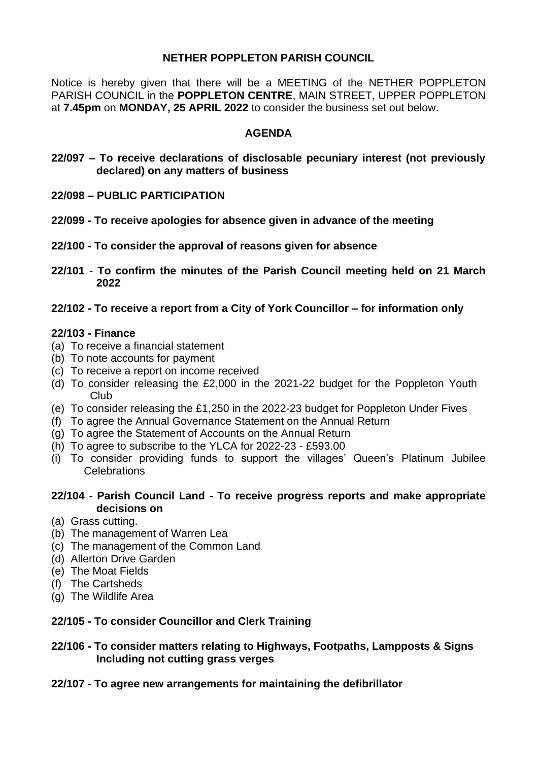# NETHER POPPLETON PARISH COUNCIL

Notice is hereby given that there will be a MEETING of the NETHER POPPLETON PARISH COUNCIL in the **POPPLETON CENTRE**, MAIN STREET, UPPER POPPLETON at **7.45pm** on **MONDAY, 25 APRIL 2022** to consider the business set out below.

## AGENDA

**22/097 – To receive declarations of disclosable pecuniary interest (not previously declared) on any matters of business**

**22/098 – PUBLIC PARTICIPATION**

**22/099 - To receive apologies for absence given in advance of the meeting**

**22/100 - To consider the approval of reasons given for absence**

**22/101 - To confirm the minutes of the Parish Council meeting held on 21 March 2022**

**22/102 - To receive a report from a City of York Councillor – for information only**

**22/103 - Finance**

(a) To receive a financial statement
(b) To note accounts for payment
(c) To receive a report on income received
(d) To consider releasing the £2,000 in the 2021-22 budget for the Poppleton Youth Club
(e) To consider releasing the £1,250 in the 2022-23 budget for Poppleton Under Fives
(f) To agree the Annual Governance Statement on the Annual Return
(g) To agree the Statement of Accounts on the Annual Return
(h) To agree to subscribe to the YLCA for 2022-23 - £593.00
(i) To consider providing funds to support the villages' Queen's Platinum Jubilee Celebrations

**22/104 - Parish Council Land - To receive progress reports and make appropriate decisions on**

(a) Grass cutting.
(b) The management of Warren Lea
(c) The management of the Common Land
(d) Allerton Drive Garden
(e) The Moat Fields
(f) The Cartsheds
(g) The Wildlife Area

**22/105 - To consider Councillor and Clerk Training**

**22/106 - To consider matters relating to Highways, Footpaths, Lampposts & Signs Including not cutting grass verges**

**22/107 - To agree new arrangements for maintaining the defibrillator**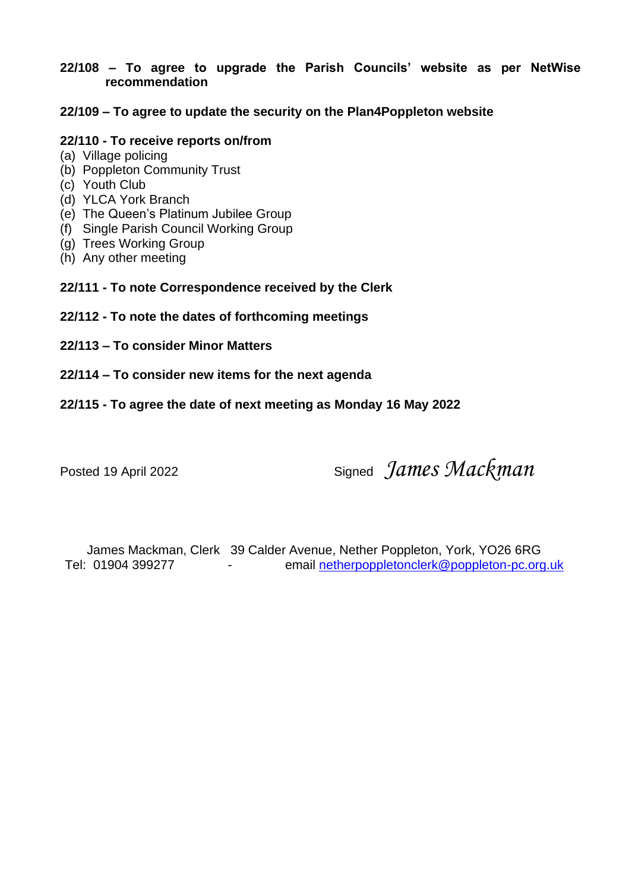**22/108 – To agree to upgrade the Parish Councils' website as per NetWise recommendation**

**22/109 – To agree to update the security on the Plan4Poppleton website**

**22/110 - To receive reports on/from**

(a) Village policing
(b) Poppleton Community Trust
(c) Youth Club
(d) YLCA York Branch
(e) The Queen's Platinum Jubilee Group
(f) Single Parish Council Working Group
(g) Trees Working Group
(h) Any other meeting

**22/111 - To note Correspondence received by the Clerk**

**22/112 - To note the dates of forthcoming meetings**

**22/113 – To consider Minor Matters**

**22/114 – To consider new items for the next agenda**

**22/115 - To agree the date of next meeting as Monday 16 May 2022**

Posted 19 April 2022

Signed *James Mackman*

James Mackman, Clerk 39 Calder Avenue, Nether Poppleton, York, YO26 6RG
Tel: 01904 399277 - email netherpoppletonclerk@poppleton-pc.org.uk